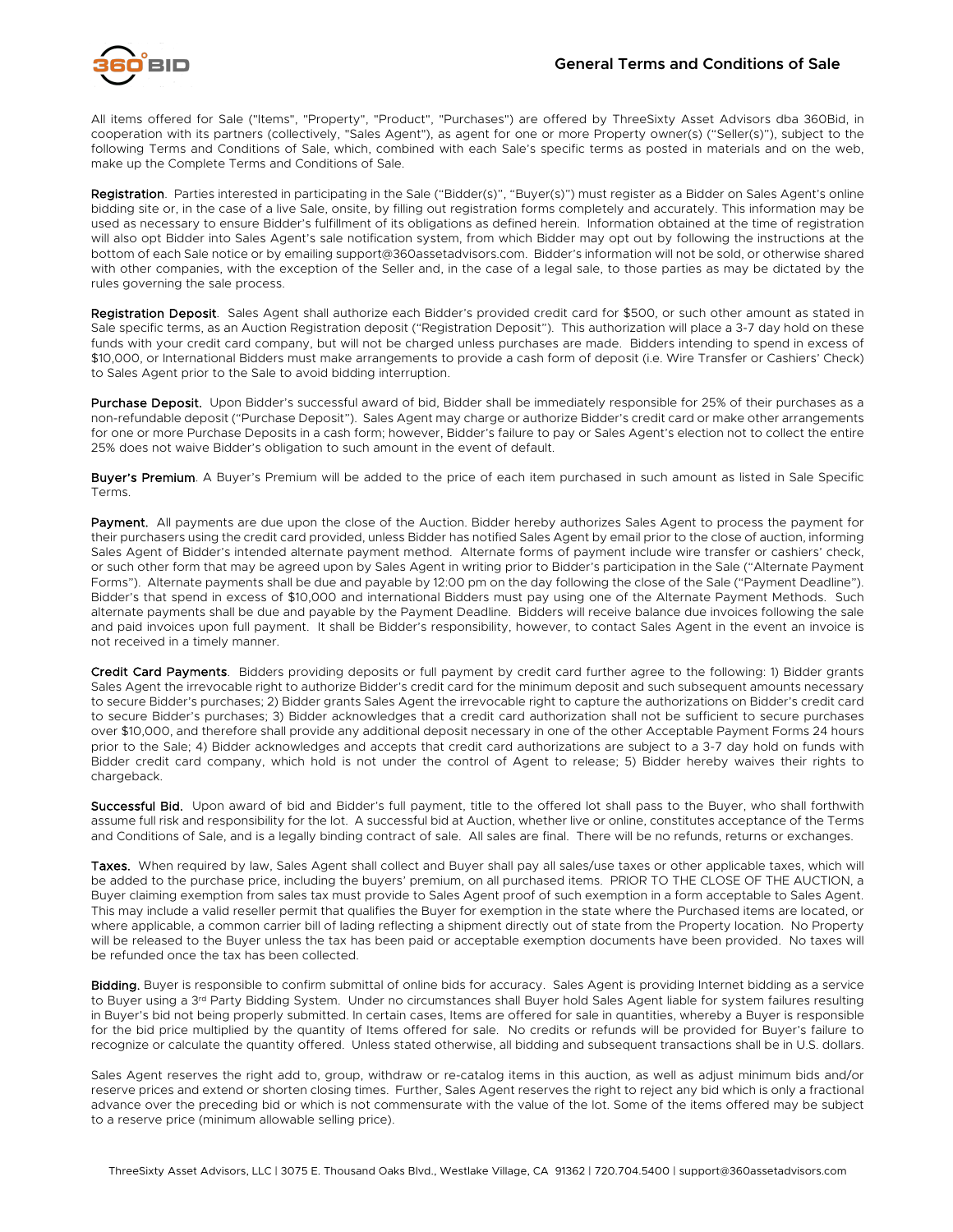# General Terms and Conditions of Sale

All items offered for Sale ("Items", "Property", "Product", "Purchases") are offered by ThreeSixty Asset Advisors dba 360Bid, in cooperation with its partners (collectively, "Sales Agent"), as agent for one or more Property owner(s) ("Seller(s)"), subject to the following Terms and Conditions of Sale, which, combined with each Sale's specific terms as posted in materials and on the web, make up the Complete Terms and Conditions of Sale.

**Registration**. Parties interested in participating in the Sale ("Bidder(s)", "Buyer(s)") must register as a Bidder on Sales Agent's online bidding site or, in the case of a live Sale, onsite, by filling out registration forms completely and accurately. This information may be used as necessary to ensure Bidder's fulfillment of its obligations as defined herein. Information obtained at the time of registration will also opt Bidder into Sales Agent's sale notification system, from which Bidder may opt out by following the instructions at the bottom of each Sale notice or by emailing support@360assetadvisors.com. Bidder's information will not be sold, or otherwise shared with other companies, with the exception of the Seller and, in the case of a legal sale, to those parties as may be dictated by the rules governing the sale process.

**Registration Deposit**. Sales Agent shall authorize each Bidder's provided credit card for $500, or such other amount as stated in Sale specific terms, as an Auction Registration deposit ("Registration Deposit"). This authorization will place a 3-7 day hold on these funds with your credit card company, but will not be charged unless purchases are made. Bidders intending to spend in excess of $10,000, or International Bidders must make arrangements to provide a cash form of deposit (i.e. Wire Transfer or Cashiers' Check) to Sales Agent prior to the Sale to avoid bidding interruption.

**Purchase Deposit.** Upon Bidder's successful award of bid, Bidder shall be immediately responsible for 25% of their purchases as a non-refundable deposit ("Purchase Deposit"). Sales Agent may charge or authorize Bidder's credit card or make other arrangements for one or more Purchase Deposits in a cash form; however, Bidder's failure to pay or Sales Agent's election not to collect the entire 25% does not waive Bidder's obligation to such amount in the event of default.

**Buyer's Premium**. A Buyer's Premium will be added to the price of each item purchased in such amount as listed in Sale Specific Terms.

**Payment.** All payments are due upon the close of the Auction. Bidder hereby authorizes Sales Agent to process the payment for their purchasers using the credit card provided, unless Bidder has notified Sales Agent by email prior to the close of auction, informing Sales Agent of Bidder's intended alternate payment method. Alternate forms of payment include wire transfer or cashiers' check, or such other form that may be agreed upon by Sales Agent in writing prior to Bidder's participation in the Sale ("Alternate Payment Forms"). Alternate payments shall be due and payable by 12:00 pm on the day following the close of the Sale ("Payment Deadline"). Bidder's that spend in excess of $10,000 and international Bidders must pay using one of the Alternate Payment Methods. Such alternate payments shall be due and payable by the Payment Deadline. Bidders will receive balance due invoices following the sale and paid invoices upon full payment. It shall be Bidder's responsibility, however, to contact Sales Agent in the event an invoice is not received in a timely manner.

**Credit Card Payments**. Bidders providing deposits or full payment by credit card further agree to the following: 1) Bidder grants Sales Agent the irrevocable right to authorize Bidder's credit card for the minimum deposit and such subsequent amounts necessary to secure Bidder's purchases; 2) Bidder grants Sales Agent the irrevocable right to capture the authorizations on Bidder's credit card to secure Bidder's purchases; 3) Bidder acknowledges that a credit card authorization shall not be sufficient to secure purchases over $10,000, and therefore shall provide any additional deposit necessary in one of the other Acceptable Payment Forms 24 hours prior to the Sale; 4) Bidder acknowledges and accepts that credit card authorizations are subject to a 3-7 day hold on funds with Bidder credit card company, which hold is not under the control of Agent to release; 5) Bidder hereby waives their rights to chargeback.

**Successful Bid.** Upon award of bid and Bidder's full payment, title to the offered lot shall pass to the Buyer, who shall forthwith assume full risk and responsibility for the lot. A successful bid at Auction, whether live or online, constitutes acceptance of the Terms and Conditions of Sale, and is a legally binding contract of sale. All sales are final. There will be no refunds, returns or exchanges.

**Taxes.** When required by law, Sales Agent shall collect and Buyer shall pay all sales/use taxes or other applicable taxes, which will be added to the purchase price, including the buyers' premium, on all purchased items. PRIOR TO THE CLOSE OF THE AUCTION, a Buyer claiming exemption from sales tax must provide to Sales Agent proof of such exemption in a form acceptable to Sales Agent. This may include a valid reseller permit that qualifies the Buyer for exemption in the state where the Purchased items are located, or where applicable, a common carrier bill of lading reflecting a shipment directly out of state from the Property location. No Property will be released to the Buyer unless the tax has been paid or acceptable exemption documents have been provided. No taxes will be refunded once the tax has been collected.

**Bidding.** Buyer is responsible to confirm submittal of online bids for accuracy. Sales Agent is providing Internet bidding as a service to Buyer using a 3rd Party Bidding System. Under no circumstances shall Buyer hold Sales Agent liable for system failures resulting in Buyer's bid not being properly submitted. In certain cases, Items are offered for sale in quantities, whereby a Buyer is responsible for the bid price multiplied by the quantity of Items offered for sale. No credits or refunds will be provided for Buyer's failure to recognize or calculate the quantity offered. Unless stated otherwise, all bidding and subsequent transactions shall be in U.S. dollars.

Sales Agent reserves the right add to, group, withdraw or re-catalog items in this auction, as well as adjust minimum bids and/or reserve prices and extend or shorten closing times. Further, Sales Agent reserves the right to reject any bid which is only a fractional advance over the preceding bid or which is not commensurate with the value of the lot. Some of the items offered may be subject to a reserve price (minimum allowable selling price).

ThreeSixty Asset Advisors, LLC | 3075 E. Thousand Oaks Blvd., Westlake Village, CA 91362 | 720.704.5400 | support@360assetadvisors.com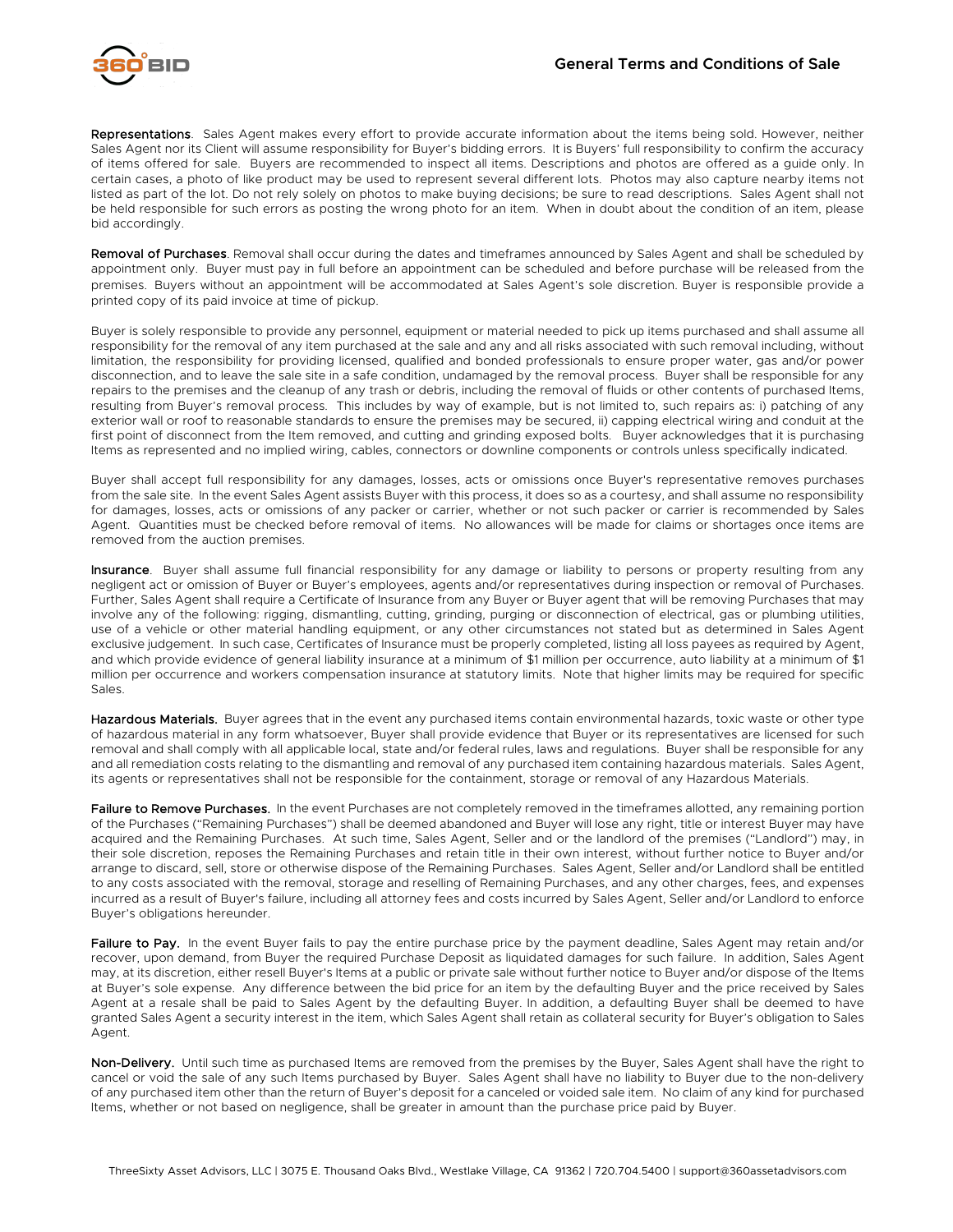**Representations**. Sales Agent makes every effort to provide accurate information about the items being sold. However, neither Sales Agent nor its Client will assume responsibility for Buyer's bidding errors. It is Buyers' full responsibility to confirm the accuracy of items offered for sale. Buyers are recommended to inspect all items. Descriptions and photos are offered as a guide only. In certain cases, a photo of like product may be used to represent several different lots. Photos may also capture nearby items not listed as part of the lot. Do not rely solely on photos to make buying decisions; be sure to read descriptions. Sales Agent shall not be held responsible for such errors as posting the wrong photo for an item. When in doubt about the condition of an item, please bid accordingly.

**Removal of Purchases**. Removal shall occur during the dates and timeframes announced by Sales Agent and shall be scheduled by appointment only. Buyer must pay in full before an appointment can be scheduled and before purchase will be released from the premises. Buyers without an appointment will be accommodated at Sales Agent's sole discretion. Buyer is responsible provide a printed copy of its paid invoice at time of pickup.

Buyer is solely responsible to provide any personnel, equipment or material needed to pick up items purchased and shall assume all responsibility for the removal of any item purchased at the sale and any and all risks associated with such removal including, without limitation, the responsibility for providing licensed, qualified and bonded professionals to ensure proper water, gas and/or power disconnection, and to leave the sale site in a safe condition, undamaged by the removal process. Buyer shall be responsible for any repairs to the premises and the cleanup of any trash or debris, including the removal of fluids or other contents of purchased Items, resulting from Buyer's removal process. This includes by way of example, but is not limited to, such repairs as: i) patching of any exterior wall or roof to reasonable standards to ensure the premises may be secured, ii) capping electrical wiring and conduit at the first point of disconnect from the Item removed, and cutting and grinding exposed bolts. Buyer acknowledges that it is purchasing Items as represented and no implied wiring, cables, connectors or downline components or controls unless specifically indicated.

Buyer shall accept full responsibility for any damages, losses, acts or omissions once Buyer's representative removes purchases from the sale site. In the event Sales Agent assists Buyer with this process, it does so as a courtesy, and shall assume no responsibility for damages, losses, acts or omissions of any packer or carrier, whether or not such packer or carrier is recommended by Sales Agent. Quantities must be checked before removal of items. No allowances will be made for claims or shortages once items are removed from the auction premises.

**Insurance**. Buyer shall assume full financial responsibility for any damage or liability to persons or property resulting from any negligent act or omission of Buyer or Buyer's employees, agents and/or representatives during inspection or removal of Purchases. Further, Sales Agent shall require a Certificate of Insurance from any Buyer or Buyer agent that will be removing Purchases that may involve any of the following: rigging, dismantling, cutting, grinding, purging or disconnection of electrical, gas or plumbing utilities, use of a vehicle or other material handling equipment, or any other circumstances not stated but as determined in Sales Agent exclusive judgement. In such case, Certificates of Insurance must be properly completed, listing all loss payees as required by Agent, and which provide evidence of general liability insurance at a minimum of $1 million per occurrence, auto liability at a minimum of $1 million per occurrence and workers compensation insurance at statutory limits. Note that higher limits may be required for specific Sales.

**Hazardous Materials.** Buyer agrees that in the event any purchased items contain environmental hazards, toxic waste or other type of hazardous material in any form whatsoever, Buyer shall provide evidence that Buyer or its representatives are licensed for such removal and shall comply with all applicable local, state and/or federal rules, laws and regulations. Buyer shall be responsible for any and all remediation costs relating to the dismantling and removal of any purchased item containing hazardous materials. Sales Agent, its agents or representatives shall not be responsible for the containment, storage or removal of any Hazardous Materials.

**Failure to Remove Purchases.** In the event Purchases are not completely removed in the timeframes allotted, any remaining portion of the Purchases ("Remaining Purchases") shall be deemed abandoned and Buyer will lose any right, title or interest Buyer may have acquired and the Remaining Purchases. At such time, Sales Agent, Seller and or the landlord of the premises ("Landlord") may, in their sole discretion, reposes the Remaining Purchases and retain title in their own interest, without further notice to Buyer and/or arrange to discard, sell, store or otherwise dispose of the Remaining Purchases. Sales Agent, Seller and/or Landlord shall be entitled to any costs associated with the removal, storage and reselling of Remaining Purchases, and any other charges, fees, and expenses incurred as a result of Buyer's failure, including all attorney fees and costs incurred by Sales Agent, Seller and/or Landlord to enforce Buyer's obligations hereunder.

**Failure to Pay.** In the event Buyer fails to pay the entire purchase price by the payment deadline, Sales Agent may retain and/or recover, upon demand, from Buyer the required Purchase Deposit as liquidated damages for such failure. In addition, Sales Agent may, at its discretion, either resell Buyer's Items at a public or private sale without further notice to Buyer and/or dispose of the Items at Buyer's sole expense. Any difference between the bid price for an item by the defaulting Buyer and the price received by Sales Agent at a resale shall be paid to Sales Agent by the defaulting Buyer. In addition, a defaulting Buyer shall be deemed to have granted Sales Agent a security interest in the item, which Sales Agent shall retain as collateral security for Buyer's obligation to Sales Agent.

**Non-Delivery.** Until such time as purchased Items are removed from the premises by the Buyer, Sales Agent shall have the right to cancel or void the sale of any such Items purchased by Buyer. Sales Agent shall have no liability to Buyer due to the non-delivery of any purchased item other than the return of Buyer's deposit for a canceled or voided sale item. No claim of any kind for purchased Items, whether or not based on negligence, shall be greater in amount than the purchase price paid by Buyer.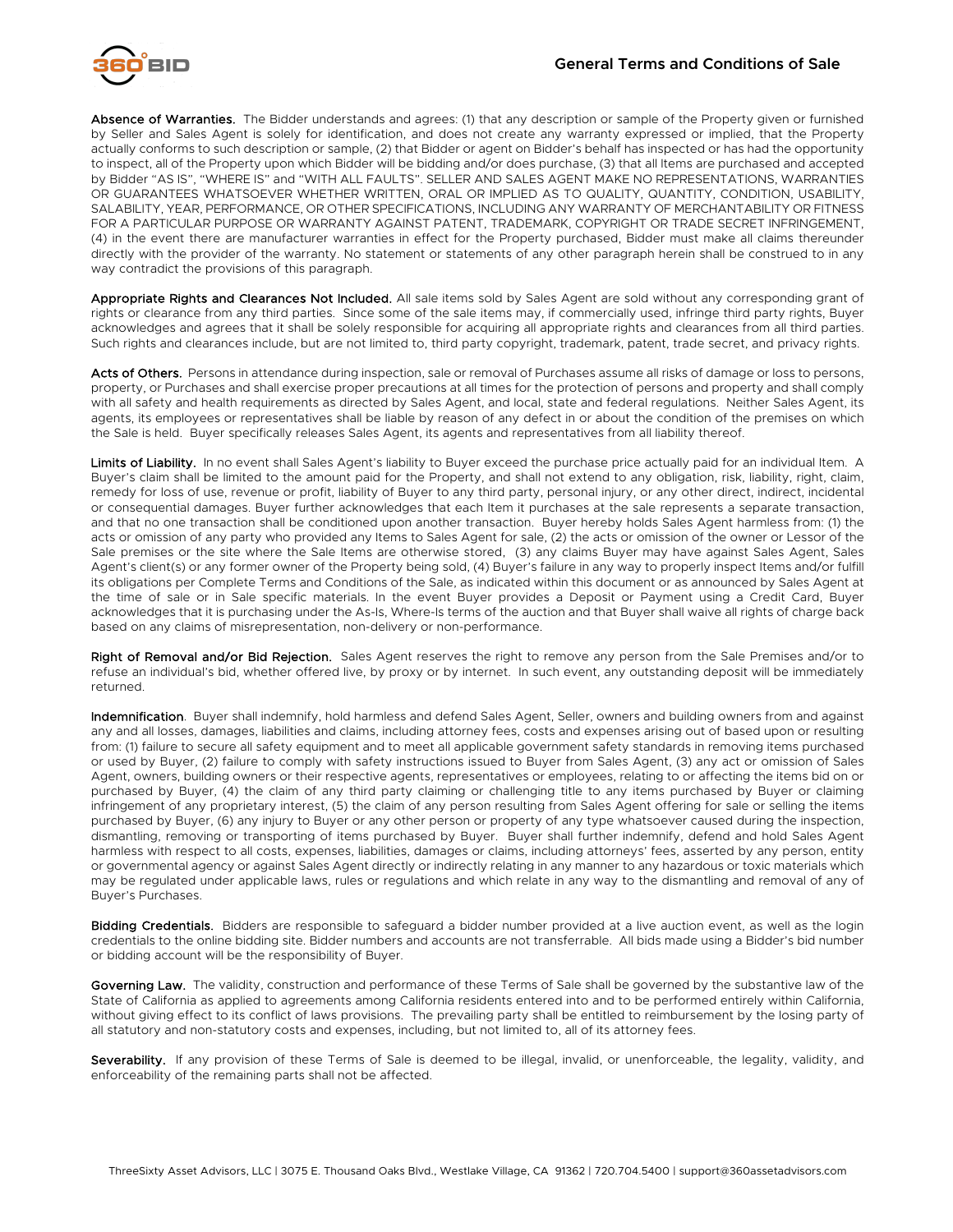# General Terms and Conditions of Sale

**Absence of Warranties.** The Bidder understands and agrees: (1) that any description or sample of the Property given or furnished by Seller and Sales Agent is solely for identification, and does not create any warranty expressed or implied, that the Property actually conforms to such description or sample, (2) that Bidder or agent on Bidder's behalf has inspected or has had the opportunity to inspect, all of the Property upon which Bidder will be bidding and/or does purchase, (3) that all Items are purchased and accepted by Bidder "AS IS", "WHERE IS" and "WITH ALL FAULTS". SELLER AND SALES AGENT MAKE NO REPRESENTATIONS, WARRANTIES OR GUARANTEES WHATSOEVER WHETHER WRITTEN, ORAL OR IMPLIED AS TO QUALITY, QUANTITY, CONDITION, USABILITY, SALABILITY, YEAR, PERFORMANCE, OR OTHER SPECIFICATIONS, INCLUDING ANY WARRANTY OF MERCHANTABILITY OR FITNESS FOR A PARTICULAR PURPOSE OR WARRANTY AGAINST PATENT, TRADEMARK, COPYRIGHT OR TRADE SECRET INFRINGEMENT, (4) in the event there are manufacturer warranties in effect for the Property purchased, Bidder must make all claims thereunder directly with the provider of the warranty. No statement or statements of any other paragraph herein shall be construed to in any way contradict the provisions of this paragraph.

**Appropriate Rights and Clearances Not Included.** All sale items sold by Sales Agent are sold without any corresponding grant of rights or clearance from any third parties. Since some of the sale items may, if commercially used, infringe third party rights, Buyer acknowledges and agrees that it shall be solely responsible for acquiring all appropriate rights and clearances from all third parties. Such rights and clearances include, but are not limited to, third party copyright, trademark, patent, trade secret, and privacy rights.

**Acts of Others.** Persons in attendance during inspection, sale or removal of Purchases assume all risks of damage or loss to persons, property, or Purchases and shall exercise proper precautions at all times for the protection of persons and property and shall comply with all safety and health requirements as directed by Sales Agent, and local, state and federal regulations. Neither Sales Agent, its agents, its employees or representatives shall be liable by reason of any defect in or about the condition of the premises on which the Sale is held. Buyer specifically releases Sales Agent, its agents and representatives from all liability thereof.

**Limits of Liability.** In no event shall Sales Agent's liability to Buyer exceed the purchase price actually paid for an individual Item. A Buyer's claim shall be limited to the amount paid for the Property, and shall not extend to any obligation, risk, liability, right, claim, remedy for loss of use, revenue or profit, liability of Buyer to any third party, personal injury, or any other direct, indirect, incidental or consequential damages. Buyer further acknowledges that each Item it purchases at the sale represents a separate transaction, and that no one transaction shall be conditioned upon another transaction. Buyer hereby holds Sales Agent harmless from: (1) the acts or omission of any party who provided any Items to Sales Agent for sale, (2) the acts or omission of the owner or Lessor of the Sale premises or the site where the Sale Items are otherwise stored, (3) any claims Buyer may have against Sales Agent, Sales Agent's client(s) or any former owner of the Property being sold, (4) Buyer's failure in any way to properly inspect Items and/or fulfill its obligations per Complete Terms and Conditions of the Sale, as indicated within this document or as announced by Sales Agent at the time of sale or in Sale specific materials. In the event Buyer provides a Deposit or Payment using a Credit Card, Buyer acknowledges that it is purchasing under the As-Is, Where-Is terms of the auction and that Buyer shall waive all rights of charge back based on any claims of misrepresentation, non-delivery or non-performance.

**Right of Removal and/or Bid Rejection.** Sales Agent reserves the right to remove any person from the Sale Premises and/or to refuse an individual's bid, whether offered live, by proxy or by internet. In such event, any outstanding deposit will be immediately returned.

**Indemnification**. Buyer shall indemnify, hold harmless and defend Sales Agent, Seller, owners and building owners from and against any and all losses, damages, liabilities and claims, including attorney fees, costs and expenses arising out of based upon or resulting from: (1) failure to secure all safety equipment and to meet all applicable government safety standards in removing items purchased or used by Buyer, (2) failure to comply with safety instructions issued to Buyer from Sales Agent, (3) any act or omission of Sales Agent, owners, building owners or their respective agents, representatives or employees, relating to or affecting the items bid on or purchased by Buyer, (4) the claim of any third party claiming or challenging title to any items purchased by Buyer or claiming infringement of any proprietary interest, (5) the claim of any person resulting from Sales Agent offering for sale or selling the items purchased by Buyer, (6) any injury to Buyer or any other person or property of any type whatsoever caused during the inspection, dismantling, removing or transporting of items purchased by Buyer. Buyer shall further indemnify, defend and hold Sales Agent harmless with respect to all costs, expenses, liabilities, damages or claims, including attorneys' fees, asserted by any person, entity or governmental agency or against Sales Agent directly or indirectly relating in any manner to any hazardous or toxic materials which may be regulated under applicable laws, rules or regulations and which relate in any way to the dismantling and removal of any of Buyer's Purchases.

**Bidding Credentials.** Bidders are responsible to safeguard a bidder number provided at a live auction event, as well as the login credentials to the online bidding site. Bidder numbers and accounts are not transferrable. All bids made using a Bidder's bid number or bidding account will be the responsibility of Buyer.

**Governing Law.** The validity, construction and performance of these Terms of Sale shall be governed by the substantive law of the State of California as applied to agreements among California residents entered into and to be performed entirely within California, without giving effect to its conflict of laws provisions. The prevailing party shall be entitled to reimbursement by the losing party of all statutory and non-statutory costs and expenses, including, but not limited to, all of its attorney fees.

**Severability.** If any provision of these Terms of Sale is deemed to be illegal, invalid, or unenforceable, the legality, validity, and enforceability of the remaining parts shall not be affected.

ThreeSixty Asset Advisors, LLC | 3075 E. Thousand Oaks Blvd., Westlake Village, CA 91362 | 720.704.5400 | support@360assetadvisors.com